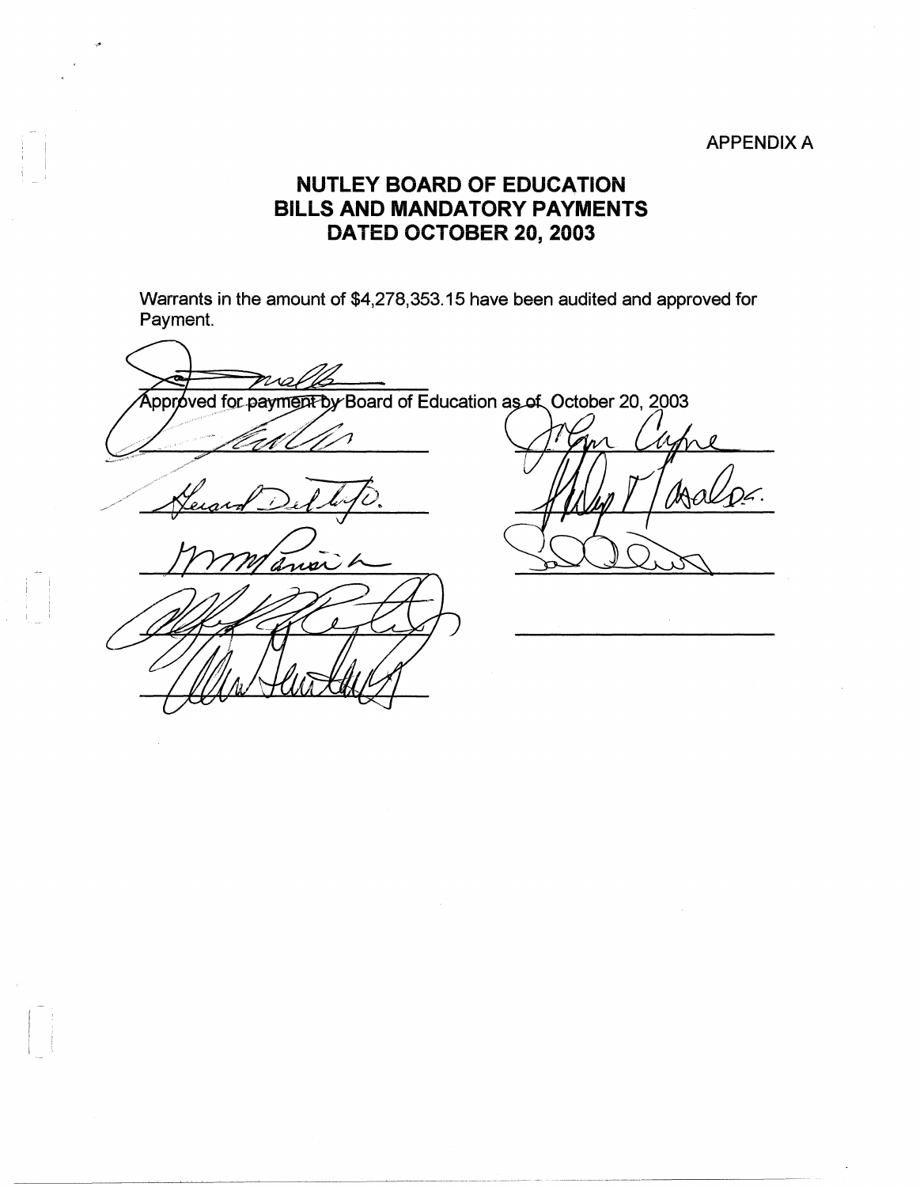APPENDIX A

# NUTLEY BOARD OF EDUCATION
# BILLS AND MANDATORY PAYMENTS
# DATED OCTOBER 20, 2003

Warrants in the amount of $4,278,353.15 have been audited and approved for Payment.

Approved for payment by Board of Education as of October 20, 2003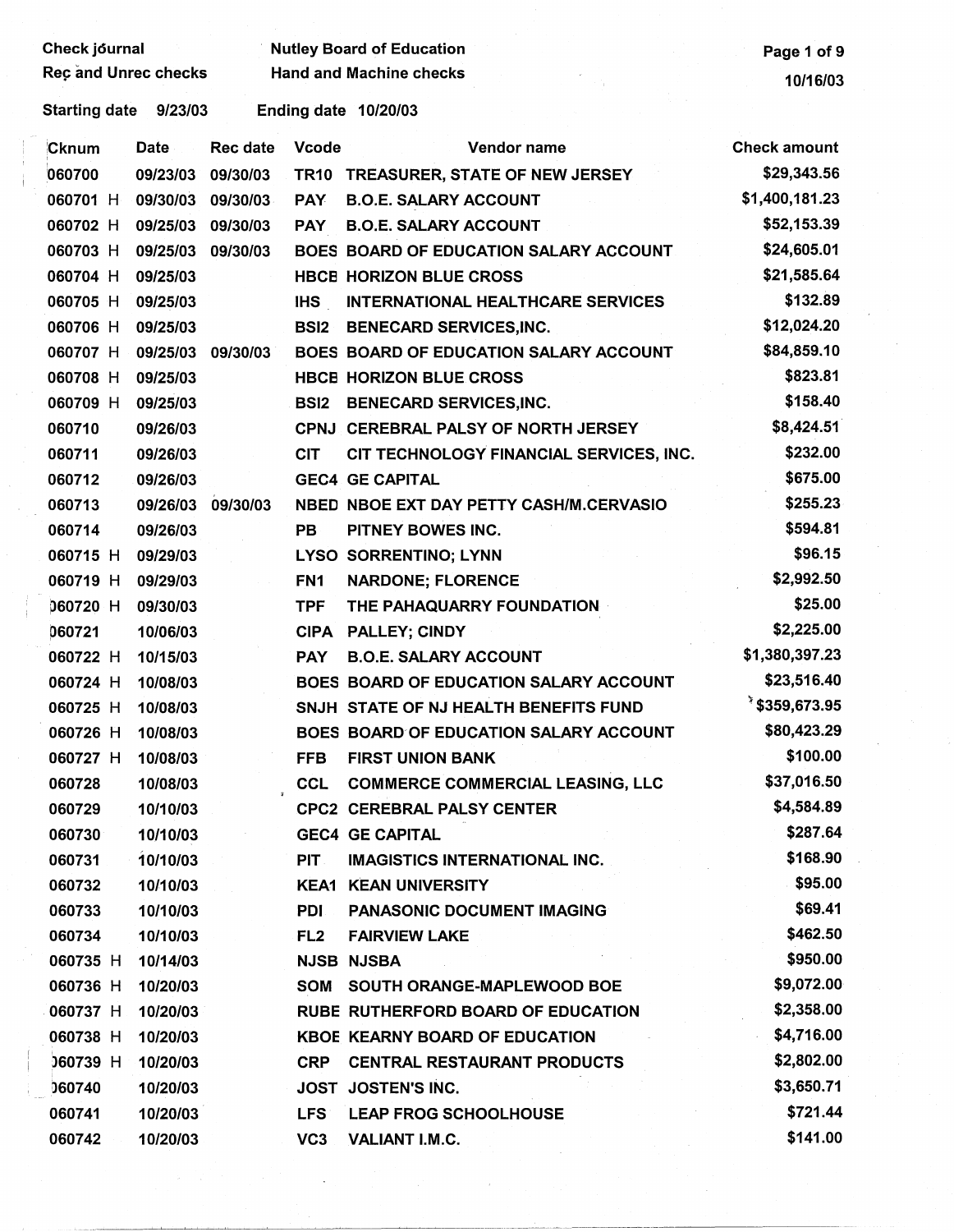Check journal
Rec and Unrec checks

Nutley Board of Education
Hand and Machine checks

10/16/03

Starting date 9/23/03 Ending date 10/20/03

| Cknum | Date | Rec date | Vcode | Vendor name | Check amount |
|---|---|---|---|---|---|
| 060700 | 09/23/03 | 09/30/03 | TR10 | TREASURER, STATE OF NEW JERSEY | $29,343.56 |
| 060701 H | 09/30/03 | 09/30/03 | PAY | B.O.E. SALARY ACCOUNT | $1,400,181.23 |
| 060702 H | 09/25/03 | 09/30/03 | PAY | B.O.E. SALARY ACCOUNT | $52,153.39 |
| 060703 H | 09/25/03 | 09/30/03 | BOES | BOARD OF EDUCATION SALARY ACCOUNT | $24,605.01 |
| 060704 H | 09/25/03 | | HBCE | HORIZON BLUE CROSS | $21,585.64 |
| 060705 H | 09/25/03 | | IHS | INTERNATIONAL HEALTHCARE SERVICES | $132.89 |
| 060706 H | 09/25/03 | | BSI2 | BENECARD SERVICES,INC. | $12,024.20 |
| 060707 H | 09/25/03 | 09/30/03 | BOES | BOARD OF EDUCATION SALARY ACCOUNT | $84,859.10 |
| 060708 H | 09/25/03 | | HBCE | HORIZON BLUE CROSS | $823.81 |
| 060709 H | 09/25/03 | | BSI2 | BENECARD SERVICES,INC. | $158.40 |
| 060710 | 09/26/03 | | CPNJ | CEREBRAL PALSY OF NORTH JERSEY | $8,424.51 |
| 060711 | 09/26/03 | | CIT | CIT TECHNOLOGY FINANCIAL SERVICES, INC. | $232.00 |
| 060712 | 09/26/03 | | GEC4 | GE CAPITAL | $675.00 |
| 060713 | 09/26/03 | 09/30/03 | NBED | NBOE EXT DAY PETTY CASH/M.CERVASIO | $255.23 |
| 060714 | 09/26/03 | | PB | PITNEY BOWES INC. | $594.81 |
| 060715 H | 09/29/03 | | LYSO | SORRENTINO; LYNN | $96.15 |
| 060719 H | 09/29/03 | | FN1 | NARDONE; FLORENCE | $2,992.50 |
| 060720 H | 09/30/03 | | TPF | THE PAHAQUARRY FOUNDATION | $25.00 |
| 060721 | 10/06/03 | | CIPA | PALLEY; CINDY | $2,225.00 |
| 060722 H | 10/15/03 | | PAY | B.O.E. SALARY ACCOUNT | $1,380,397.23 |
| 060724 H | 10/08/03 | | BOES | BOARD OF EDUCATION SALARY ACCOUNT | $23,516.40 |
| 060725 H | 10/08/03 | | SNJH | STATE OF NJ HEALTH BENEFITS FUND | $359,673.95 |
| 060726 H | 10/08/03 | | BOES | BOARD OF EDUCATION SALARY ACCOUNT | $80,423.29 |
| 060727 H | 10/08/03 | | FFB | FIRST UNION BANK | $100.00 |
| 060728 | 10/08/03 | | CCL | COMMERCE COMMERCIAL LEASING, LLC | $37,016.50 |
| 060729 | 10/10/03 | | CPC2 | CEREBRAL PALSY CENTER | $4,584.89 |
| 060730 | 10/10/03 | | GEC4 | GE CAPITAL | $287.64 |
| 060731 | 10/10/03 | | PIT | IMAGISTICS INTERNATIONAL INC. | $168.90 |
| 060732 | 10/10/03 | | KEA1 | KEAN UNIVERSITY | $95.00 |
| 060733 | 10/10/03 | | PDI | PANASONIC DOCUMENT IMAGING | $69.41 |
| 060734 | 10/10/03 | | FL2 | FAIRVIEW LAKE | $462.50 |
| 060735 H | 10/14/03 | | NJSB | NJSBA | $950.00 |
| 060736 H | 10/20/03 | | SOM | SOUTH ORANGE-MAPLEWOOD BOE | $9,072.00 |
| 060737 H | 10/20/03 | | RUBE | RUTHERFORD BOARD OF EDUCATION | $2,358.00 |
| 060738 H | 10/20/03 | | KBOE | KEARNY BOARD OF EDUCATION | $4,716.00 |
| 060739 H | 10/20/03 | | CRP | CENTRAL RESTAURANT PRODUCTS | $2,802.00 |
| 060740 | 10/20/03 | | JOST | JOSTEN'S INC. | $3,650.71 |
| 060741 | 10/20/03 | | LFS | LEAP FROG SCHOOLHOUSE | $721.44 |
| 060742 | 10/20/03 | | VC3 | VALIANT I.M.C. | $141.00 |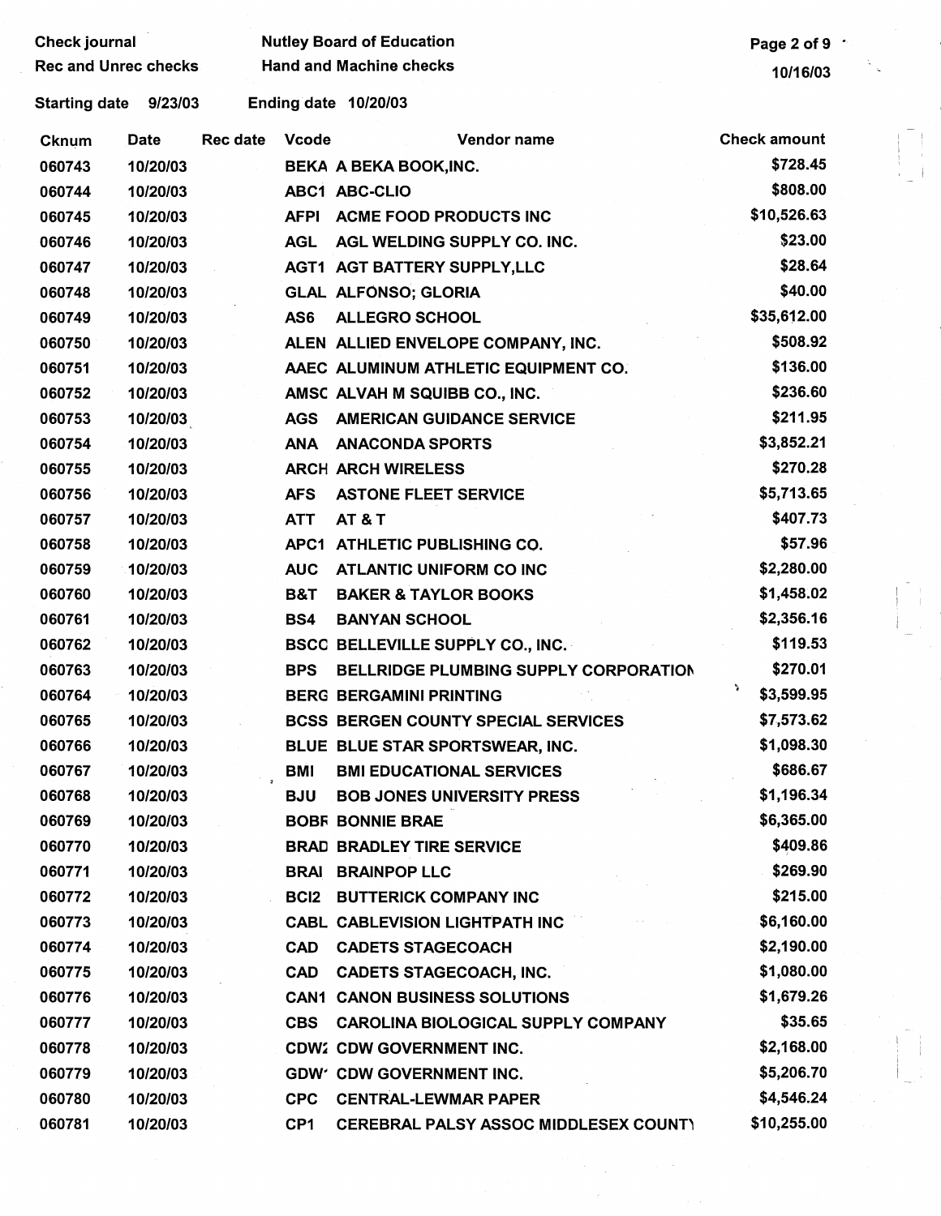Check journal — Nutley Board of Education
Rec and Unrec checks — Hand and Machine checks

10/16/03

Starting date 9/23/03 Ending date 10/20/03

| Cknum | Date | Rec date | Vcode | Vendor name | Check amount |
|---|---|---|---|---|---|
| 060743 | 10/20/03 | | BEKA | A BEKA BOOK,INC. | $728.45 |
| 060744 | 10/20/03 | | ABC1 | ABC-CLIO | $808.00 |
| 060745 | 10/20/03 | | AFPI | ACME FOOD PRODUCTS INC | $10,526.63 |
| 060746 | 10/20/03 | | AGL | AGL WELDING SUPPLY CO. INC. | $23.00 |
| 060747 | 10/20/03 | | AGT1 | AGT BATTERY SUPPLY,LLC | $28.64 |
| 060748 | 10/20/03 | | GLAL | ALFONSO; GLORIA | $40.00 |
| 060749 | 10/20/03 | | AS6 | ALLEGRO SCHOOL | $35,612.00 |
| 060750 | 10/20/03 | | ALEN | ALLIED ENVELOPE COMPANY, INC. | $508.92 |
| 060751 | 10/20/03 | | AAEC | ALUMINUM ATHLETIC EQUIPMENT CO. | $136.00 |
| 060752 | 10/20/03 | | AMSC | ALVAH M SQUIBB CO., INC. | $236.60 |
| 060753 | 10/20/03 | | AGS | AMERICAN GUIDANCE SERVICE | $211.95 |
| 060754 | 10/20/03 | | ANA | ANACONDA SPORTS | $3,852.21 |
| 060755 | 10/20/03 | | ARCH | ARCH WIRELESS | $270.28 |
| 060756 | 10/20/03 | | AFS | ASTONE FLEET SERVICE | $5,713.65 |
| 060757 | 10/20/03 | | ATT | AT & T | $407.73 |
| 060758 | 10/20/03 | | APC1 | ATHLETIC PUBLISHING CO. | $57.96 |
| 060759 | 10/20/03 | | AUC | ATLANTIC UNIFORM CO INC | $2,280.00 |
| 060760 | 10/20/03 | | B&T | BAKER & TAYLOR BOOKS | $1,458.02 |
| 060761 | 10/20/03 | | BS4 | BANYAN SCHOOL | $2,356.16 |
| 060762 | 10/20/03 | | BSCC | BELLEVILLE SUPPLY CO., INC. | $119.53 |
| 060763 | 10/20/03 | | BPS | BELLRIDGE PLUMBING SUPPLY CORPORATION | $270.01 |
| 060764 | 10/20/03 | | BERG | BERGAMINI PRINTING | $3,599.95 |
| 060765 | 10/20/03 | | BCSS | BERGEN COUNTY SPECIAL SERVICES | $7,573.62 |
| 060766 | 10/20/03 | | BLUE | BLUE STAR SPORTSWEAR, INC. | $1,098.30 |
| 060767 | 10/20/03 | | BMI | BMI EDUCATIONAL SERVICES | $686.67 |
| 060768 | 10/20/03 | | BJU | BOB JONES UNIVERSITY PRESS | $1,196.34 |
| 060769 | 10/20/03 | | BOBF | BONNIE BRAE | $6,365.00 |
| 060770 | 10/20/03 | | BRAD | BRADLEY TIRE SERVICE | $409.86 |
| 060771 | 10/20/03 | | BRAI | BRAINPOP LLC | $269.90 |
| 060772 | 10/20/03 | | BCI2 | BUTTERICK COMPANY INC | $215.00 |
| 060773 | 10/20/03 | | CABL | CABLEVISION LIGHTPATH INC | $6,160.00 |
| 060774 | 10/20/03 | | CAD | CADETS STAGECOACH | $2,190.00 |
| 060775 | 10/20/03 | | CAD | CADETS STAGECOACH, INC. | $1,080.00 |
| 060776 | 10/20/03 | | CAN1 | CANON BUSINESS SOLUTIONS | $1,679.26 |
| 060777 | 10/20/03 | | CBS | CAROLINA BIOLOGICAL SUPPLY COMPANY | $35.65 |
| 060778 | 10/20/03 | | CDW2 | CDW GOVERNMENT INC. | $2,168.00 |
| 060779 | 10/20/03 | | GDW1 | CDW GOVERNMENT INC. | $5,206.70 |
| 060780 | 10/20/03 | | CPC | CENTRAL-LEWMAR PAPER | $4,546.24 |
| 060781 | 10/20/03 | | CP1 | CEREBRAL PALSY ASSOC MIDDLESEX COUNTY | $10,255.00 |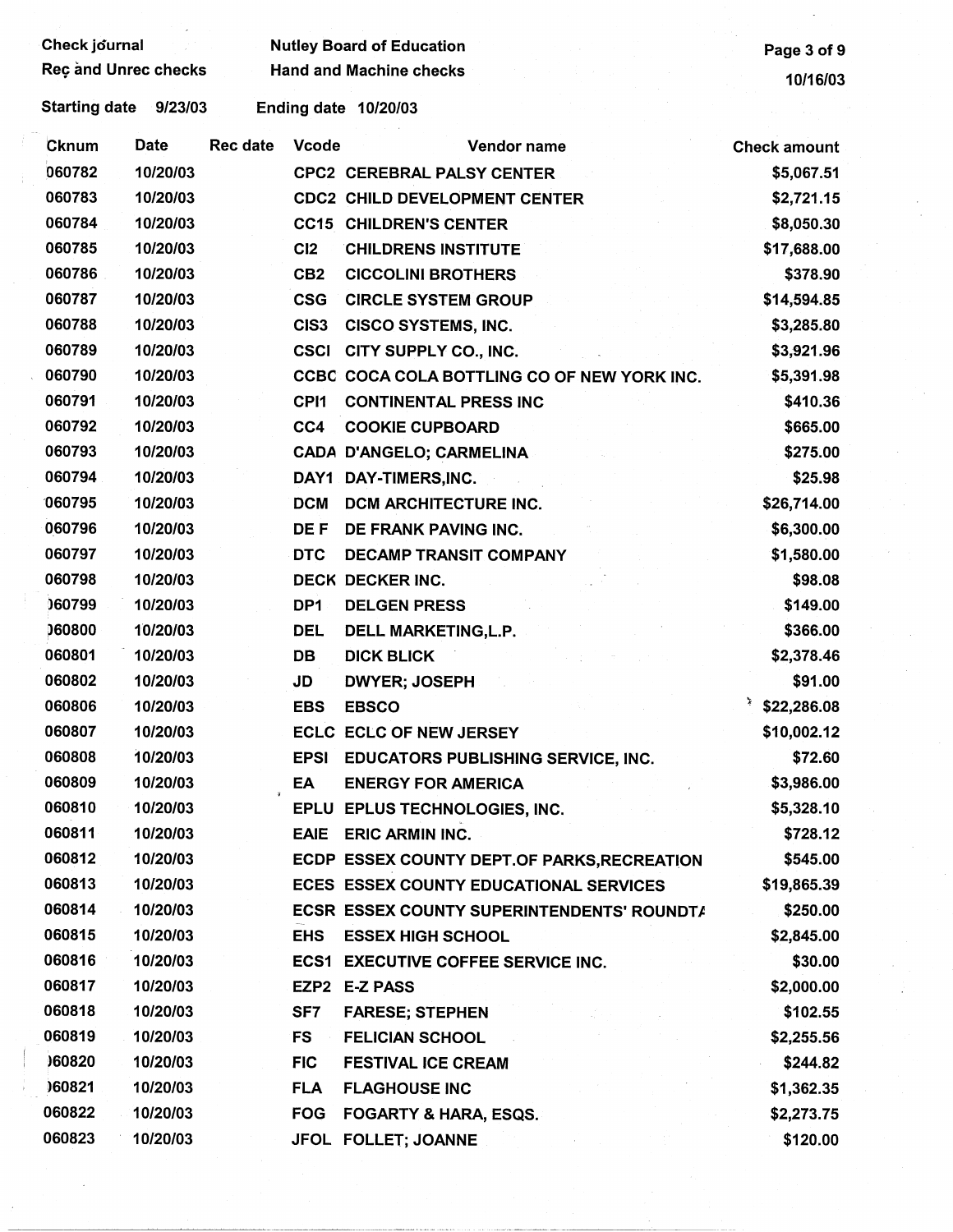Check journal
Rec and Unrec checks

Nutley Board of Education
Hand and Machine checks

Starting date 9/23/03 Ending date 10/20/03

| Cknum | Date | Rec date | Vcode | Vendor name | Check amount |
|---|---|---|---|---|---|
| 060782 | 10/20/03 | | CPC2 | CEREBRAL PALSY CENTER | $5,067.51 |
| 060783 | 10/20/03 | | CDC2 | CHILD DEVELOPMENT CENTER | $2,721.15 |
| 060784 | 10/20/03 | | CC15 | CHILDREN'S CENTER | $8,050.30 |
| 060785 | 10/20/03 | | CI2 | CHILDRENS INSTITUTE | $17,688.00 |
| 060786 | 10/20/03 | | CB2 | CICCOLINI BROTHERS | $378.90 |
| 060787 | 10/20/03 | | CSG | CIRCLE SYSTEM GROUP | $14,594.85 |
| 060788 | 10/20/03 | | CIS3 | CISCO SYSTEMS, INC. | $3,285.80 |
| 060789 | 10/20/03 | | CSCI | CITY SUPPLY CO., INC. | $3,921.96 |
| 060790 | 10/20/03 | | CCBC | COCA COLA BOTTLING CO OF NEW YORK INC. | $5,391.98 |
| 060791 | 10/20/03 | | CPI1 | CONTINENTAL PRESS INC | $410.36 |
| 060792 | 10/20/03 | | CC4 | COOKIE CUPBOARD | $665.00 |
| 060793 | 10/20/03 | | CADA | D'ANGELO; CARMELINA | $275.00 |
| 060794 | 10/20/03 | | DAY1 | DAY-TIMERS,INC. | $25.98 |
| 060795 | 10/20/03 | | DCM | DCM ARCHITECTURE INC. | $26,714.00 |
| 060796 | 10/20/03 | | DE F | DE FRANK PAVING INC. | $6,300.00 |
| 060797 | 10/20/03 | | DTC | DECAMP TRANSIT COMPANY | $1,580.00 |
| 060798 | 10/20/03 | | DECK | DECKER INC. | $98.08 |
| 060799 | 10/20/03 | | DP1 | DELGEN PRESS | $149.00 |
| 060800 | 10/20/03 | | DEL | DELL MARKETING,L.P. | $366.00 |
| 060801 | 10/20/03 | | DB | DICK BLICK | $2,378.46 |
| 060802 | 10/20/03 | | JD | DWYER; JOSEPH | $91.00 |
| 060806 | 10/20/03 | | EBS | EBSCO | $22,286.08 |
| 060807 | 10/20/03 | | ECLC | ECLC OF NEW JERSEY | $10,002.12 |
| 060808 | 10/20/03 | | EPSI | EDUCATORS PUBLISHING SERVICE, INC. | $72.60 |
| 060809 | 10/20/03 | | EA | ENERGY FOR AMERICA | $3,986.00 |
| 060810 | 10/20/03 | | EPLU | EPLUS TECHNOLOGIES, INC. | $5,328.10 |
| 060811 | 10/20/03 | | EAIE | ERIC ARMIN INC. | $728.12 |
| 060812 | 10/20/03 | | ECDP | ESSEX COUNTY DEPT.OF PARKS,RECREATION | $545.00 |
| 060813 | 10/20/03 | | ECES | ESSEX COUNTY EDUCATIONAL SERVICES | $19,865.39 |
| 060814 | 10/20/03 | | ECSR | ESSEX COUNTY SUPERINTENDENTS' ROUNDTA | $250.00 |
| 060815 | 10/20/03 | | EHS | ESSEX HIGH SCHOOL | $2,845.00 |
| 060816 | 10/20/03 | | ECS1 | EXECUTIVE COFFEE SERVICE INC. | $30.00 |
| 060817 | 10/20/03 | | EZP2 | E-Z PASS | $2,000.00 |
| 060818 | 10/20/03 | | SF7 | FARESE; STEPHEN | $102.55 |
| 060819 | 10/20/03 | | FS | FELICIAN SCHOOL | $2,255.56 |
| 060820 | 10/20/03 | | FIC | FESTIVAL ICE CREAM | $244.82 |
| 060821 | 10/20/03 | | FLA | FLAGHOUSE INC | $1,362.35 |
| 060822 | 10/20/03 | | FOG | FOGARTY & HARA, ESQS. | $2,273.75 |
| 060823 | 10/20/03 | | JFOL | FOLLET; JOANNE | $120.00 |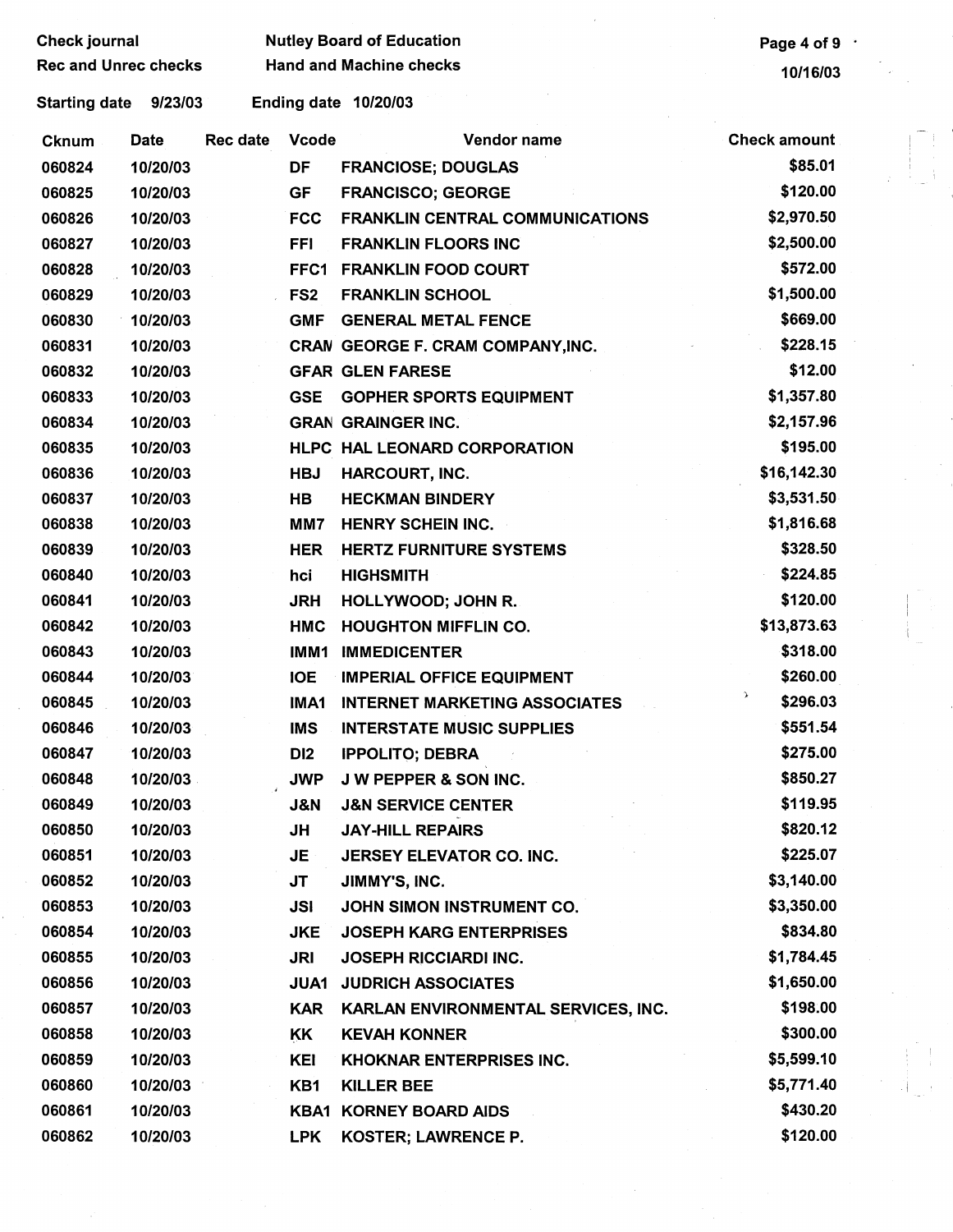Check journal
Rec and Unrec checks

Nutley Board of Education
Hand and Machine checks

10/16/03

Starting date 9/23/03 Ending date 10/20/03

| Cknum | Date | Rec date | Vcode | Vendor name | Check amount |
|---|---|---|---|---|---|
| 060824 | 10/20/03 | | DF | FRANCIOSE; DOUGLAS | $85.01 |
| 060825 | 10/20/03 | | GF | FRANCISCO; GEORGE | $120.00 |
| 060826 | 10/20/03 | | FCC | FRANKLIN CENTRAL COMMUNICATIONS | $2,970.50 |
| 060827 | 10/20/03 | | FFI | FRANKLIN FLOORS INC | $2,500.00 |
| 060828 | 10/20/03 | | FFC1 | FRANKLIN FOOD COURT | $572.00 |
| 060829 | 10/20/03 | | FS2 | FRANKLIN SCHOOL | $1,500.00 |
| 060830 | 10/20/03 | | GMF | GENERAL METAL FENCE | $669.00 |
| 060831 | 10/20/03 | | CRAM | GEORGE F. CRAM COMPANY,INC. | $228.15 |
| 060832 | 10/20/03 | | GFAR | GLEN FARESE | $12.00 |
| 060833 | 10/20/03 | | GSE | GOPHER SPORTS EQUIPMENT | $1,357.80 |
| 060834 | 10/20/03 | | GRAN | GRAINGER INC. | $2,157.96 |
| 060835 | 10/20/03 | | HLPC | HAL LEONARD CORPORATION | $195.00 |
| 060836 | 10/20/03 | | HBJ | HARCOURT, INC. | $16,142.30 |
| 060837 | 10/20/03 | | HB | HECKMAN BINDERY | $3,531.50 |
| 060838 | 10/20/03 | | MM7 | HENRY SCHEIN INC. | $1,816.68 |
| 060839 | 10/20/03 | | HER | HERTZ FURNITURE SYSTEMS | $328.50 |
| 060840 | 10/20/03 | | hci | HIGHSMITH | $224.85 |
| 060841 | 10/20/03 | | JRH | HOLLYWOOD; JOHN R. | $120.00 |
| 060842 | 10/20/03 | | HMC | HOUGHTON MIFFLIN CO. | $13,873.63 |
| 060843 | 10/20/03 | | IMM1 | IMMEDICENTER | $318.00 |
| 060844 | 10/20/03 | | IOE | IMPERIAL OFFICE EQUIPMENT | $260.00 |
| 060845 | 10/20/03 | | IMA1 | INTERNET MARKETING ASSOCIATES | $296.03 |
| 060846 | 10/20/03 | | IMS | INTERSTATE MUSIC SUPPLIES | $551.54 |
| 060847 | 10/20/03 | | DI2 | IPPOLITO; DEBRA | $275.00 |
| 060848 | 10/20/03 | | JWP | J W PEPPER & SON INC. | $850.27 |
| 060849 | 10/20/03 | | J&N | J&N SERVICE CENTER | $119.95 |
| 060850 | 10/20/03 | | JH | JAY-HILL REPAIRS | $820.12 |
| 060851 | 10/20/03 | | JE | JERSEY ELEVATOR CO. INC. | $225.07 |
| 060852 | 10/20/03 | | JT | JIMMY'S, INC. | $3,140.00 |
| 060853 | 10/20/03 | | JSI | JOHN SIMON INSTRUMENT CO. | $3,350.00 |
| 060854 | 10/20/03 | | JKE | JOSEPH KARG ENTERPRISES | $834.80 |
| 060855 | 10/20/03 | | JRI | JOSEPH RICCIARDI INC. | $1,784.45 |
| 060856 | 10/20/03 | | JUA1 | JUDRICH ASSOCIATES | $1,650.00 |
| 060857 | 10/20/03 | | KAR | KARLAN ENVIRONMENTAL SERVICES, INC. | $198.00 |
| 060858 | 10/20/03 | | KK | KEVAH KONNER | $300.00 |
| 060859 | 10/20/03 | | KEI | KHOKNAR ENTERPRISES INC. | $5,599.10 |
| 060860 | 10/20/03 | | KB1 | KILLER BEE | $5,771.40 |
| 060861 | 10/20/03 | | KBA1 | KORNEY BOARD AIDS | $430.20 |
| 060862 | 10/20/03 | | LPK | KOSTER; LAWRENCE P. | $120.00 |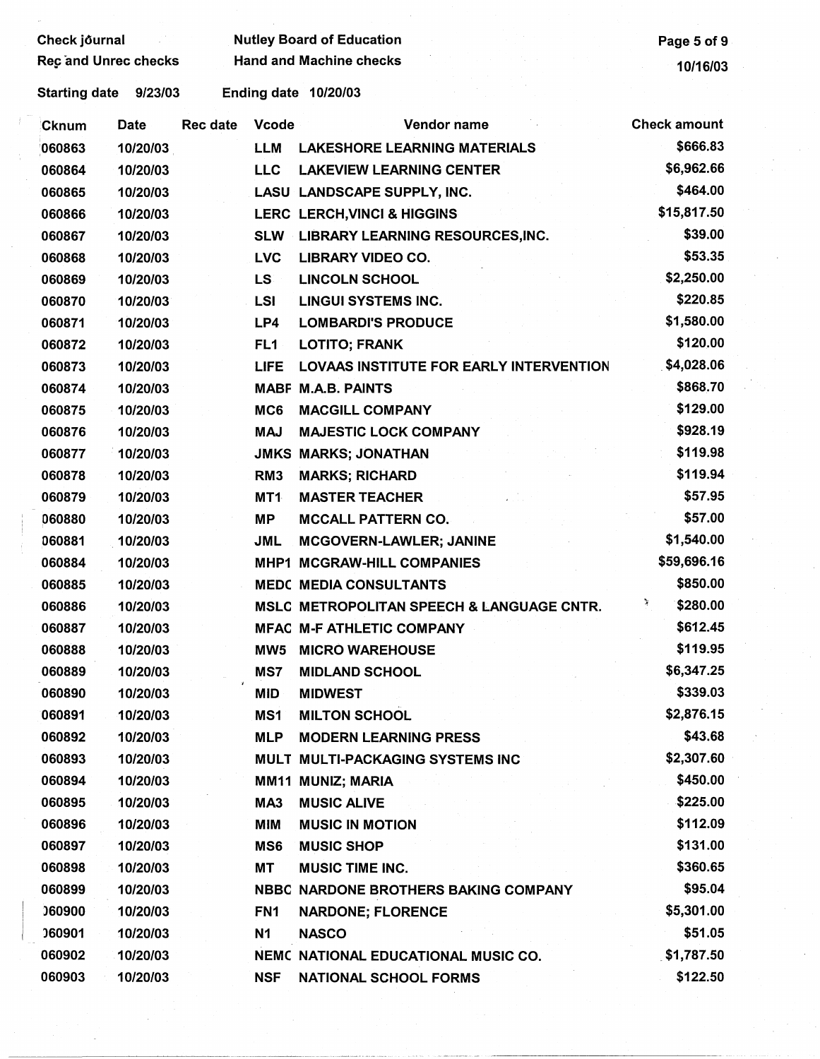Check journal | Nutley Board of Education
Rec and Unrec checks | Hand and Machine checks
10/16/03

Starting date 9/23/03 Ending date 10/20/03

| Cknum | Date | Rec date | Vcode | Vendor name | Check amount |
|---|---|---|---|---|---|
| 060863 | 10/20/03 | | LLM | LAKESHORE LEARNING MATERIALS | $666.83 |
| 060864 | 10/20/03 | | LLC | LAKEVIEW LEARNING CENTER | $6,962.66 |
| 060865 | 10/20/03 | | LASU | LANDSCAPE SUPPLY, INC. | $464.00 |
| 060866 | 10/20/03 | | LERC | LERCH,VINCI & HIGGINS | $15,817.50 |
| 060867 | 10/20/03 | | SLW | LIBRARY LEARNING RESOURCES,INC. | $39.00 |
| 060868 | 10/20/03 | | LVC | LIBRARY VIDEO CO. | $53.35 |
| 060869 | 10/20/03 | | LS | LINCOLN SCHOOL | $2,250.00 |
| 060870 | 10/20/03 | | LSI | LINGUI SYSTEMS INC. | $220.85 |
| 060871 | 10/20/03 | | LP4 | LOMBARDI'S PRODUCE | $1,580.00 |
| 060872 | 10/20/03 | | FL1 | LOTITO; FRANK | $120.00 |
| 060873 | 10/20/03 | | LIFE | LOVAAS INSTITUTE FOR EARLY INTERVENTION | $4,028.06 |
| 060874 | 10/20/03 | | MABF | M.A.B. PAINTS | $868.70 |
| 060875 | 10/20/03 | | MC6 | MACGILL COMPANY | $129.00 |
| 060876 | 10/20/03 | | MAJ | MAJESTIC LOCK COMPANY | $928.19 |
| 060877 | 10/20/03 | | JMKS | MARKS; JONATHAN | $119.98 |
| 060878 | 10/20/03 | | RM3 | MARKS; RICHARD | $119.94 |
| 060879 | 10/20/03 | | MT1 | MASTER TEACHER | $57.95 |
| 060880 | 10/20/03 | | MP | MCCALL PATTERN CO. | $57.00 |
| 060881 | 10/20/03 | | JML | MCGOVERN-LAWLER; JANINE | $1,540.00 |
| 060884 | 10/20/03 | | MHP1 | MCGRAW-HILL COMPANIES | $59,696.16 |
| 060885 | 10/20/03 | | MEDC | MEDIA CONSULTANTS | $850.00 |
| 060886 | 10/20/03 | | MSLC | METROPOLITAN SPEECH & LANGUAGE CNTR. | $280.00 |
| 060887 | 10/20/03 | | MFAC | M-F ATHLETIC COMPANY | $612.45 |
| 060888 | 10/20/03 | | MW5 | MICRO WAREHOUSE | $119.95 |
| 060889 | 10/20/03 | | MS7 | MIDLAND SCHOOL | $6,347.25 |
| 060890 | 10/20/03 | | MID | MIDWEST | $339.03 |
| 060891 | 10/20/03 | | MS1 | MILTON SCHOOL | $2,876.15 |
| 060892 | 10/20/03 | | MLP | MODERN LEARNING PRESS | $43.68 |
| 060893 | 10/20/03 | | MULT | MULTI-PACKAGING SYSTEMS INC | $2,307.60 |
| 060894 | 10/20/03 | | MM11 | MUNIZ; MARIA | $450.00 |
| 060895 | 10/20/03 | | MA3 | MUSIC ALIVE | $225.00 |
| 060896 | 10/20/03 | | MIM | MUSIC IN MOTION | $112.09 |
| 060897 | 10/20/03 | | MS6 | MUSIC SHOP | $131.00 |
| 060898 | 10/20/03 | | MT | MUSIC TIME INC. | $360.65 |
| 060899 | 10/20/03 | | NBBC | NARDONE BROTHERS BAKING COMPANY | $95.04 |
| 060900 | 10/20/03 | | FN1 | NARDONE; FLORENCE | $5,301.00 |
| 060901 | 10/20/03 | | N1 | NASCO | $51.05 |
| 060902 | 10/20/03 | | NEMC | NATIONAL EDUCATIONAL MUSIC CO. | $1,787.50 |
| 060903 | 10/20/03 | | NSF | NATIONAL SCHOOL FORMS | $122.50 |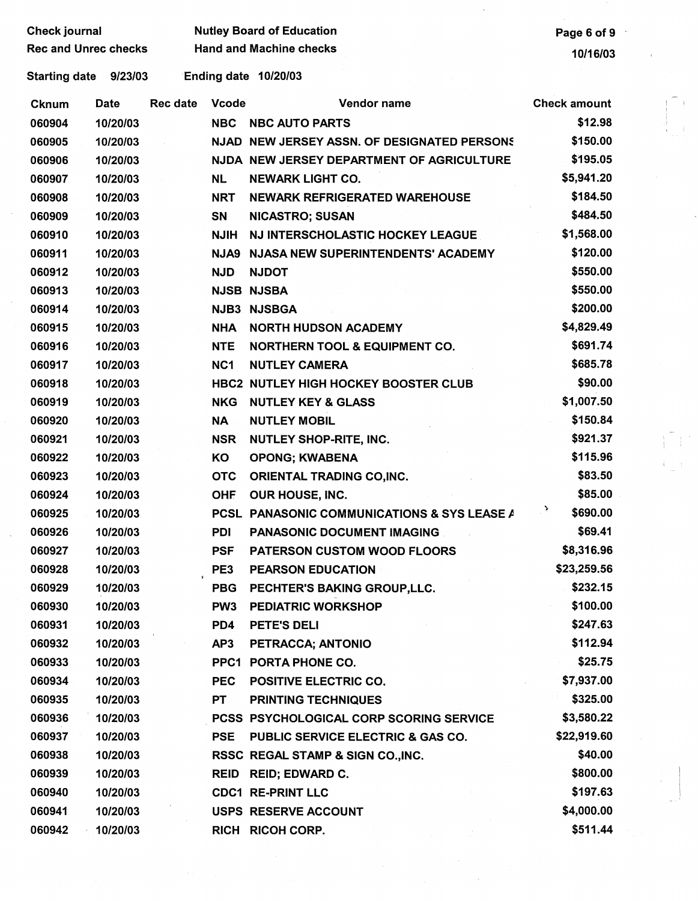Check journal | Nutley Board of Education

Rec and Unrec checks | Hand and Machine checks

10/16/03

Starting date 9/23/03 Ending date 10/20/03

| Cknum | Date | Rec date | Vcode | Vendor name | Check amount |
|---|---|---|---|---|---|
| 060904 | 10/20/03 | | NBC | NBC AUTO PARTS | $12.98 |
| 060905 | 10/20/03 | | NJAD | NEW JERSEY ASSN. OF DESIGNATED PERSONS | $150.00 |
| 060906 | 10/20/03 | | NJDA | NEW JERSEY DEPARTMENT OF AGRICULTURE | $195.05 |
| 060907 | 10/20/03 | | NL | NEWARK LIGHT CO. | $5,941.20 |
| 060908 | 10/20/03 | | NRT | NEWARK REFRIGERATED WAREHOUSE | $184.50 |
| 060909 | 10/20/03 | | SN | NICASTRO; SUSAN | $484.50 |
| 060910 | 10/20/03 | | NJIH | NJ INTERSCHOLASTIC HOCKEY LEAGUE | $1,568.00 |
| 060911 | 10/20/03 | | NJA9 | NJASA NEW SUPERINTENDENTS' ACADEMY | $120.00 |
| 060912 | 10/20/03 | | NJD | NJDOT | $550.00 |
| 060913 | 10/20/03 | | NJSB | NJSBA | $550.00 |
| 060914 | 10/20/03 | | NJB3 | NJSBGA | $200.00 |
| 060915 | 10/20/03 | | NHA | NORTH HUDSON ACADEMY | $4,829.49 |
| 060916 | 10/20/03 | | NTE | NORTHERN TOOL & EQUIPMENT CO. | $691.74 |
| 060917 | 10/20/03 | | NC1 | NUTLEY CAMERA | $685.78 |
| 060918 | 10/20/03 | | HBC2 | NUTLEY HIGH HOCKEY BOOSTER CLUB | $90.00 |
| 060919 | 10/20/03 | | NKG | NUTLEY KEY & GLASS | $1,007.50 |
| 060920 | 10/20/03 | | NA | NUTLEY MOBIL | $150.84 |
| 060921 | 10/20/03 | | NSR | NUTLEY SHOP-RITE, INC. | $921.37 |
| 060922 | 10/20/03 | | KO | OPONG; KWABENA | $115.96 |
| 060923 | 10/20/03 | | OTC | ORIENTAL TRADING CO,INC. | $83.50 |
| 060924 | 10/20/03 | | OHF | OUR HOUSE, INC. | $85.00 |
| 060925 | 10/20/03 | | PCSL | PANASONIC COMMUNICATIONS & SYS LEASE A | $690.00 |
| 060926 | 10/20/03 | | PDI | PANASONIC DOCUMENT IMAGING | $69.41 |
| 060927 | 10/20/03 | | PSF | PATERSON CUSTOM WOOD FLOORS | $8,316.96 |
| 060928 | 10/20/03 | | PE3 | PEARSON EDUCATION | $23,259.56 |
| 060929 | 10/20/03 | | PBG | PECHTER'S BAKING GROUP,LLC. | $232.15 |
| 060930 | 10/20/03 | | PW3 | PEDIATRIC WORKSHOP | $100.00 |
| 060931 | 10/20/03 | | PD4 | PETE'S DELI | $247.63 |
| 060932 | 10/20/03 | | AP3 | PETRACCA; ANTONIO | $112.94 |
| 060933 | 10/20/03 | | PPC1 | PORTA PHONE CO. | $25.75 |
| 060934 | 10/20/03 | | PEC | POSITIVE ELECTRIC CO. | $7,937.00 |
| 060935 | 10/20/03 | | PT | PRINTING TECHNIQUES | $325.00 |
| 060936 | 10/20/03 | | PCSS | PSYCHOLOGICAL CORP SCORING SERVICE | $3,580.22 |
| 060937 | 10/20/03 | | PSE | PUBLIC SERVICE ELECTRIC & GAS CO. | $22,919.60 |
| 060938 | 10/20/03 | | RSSC | REGAL STAMP & SIGN CO.,INC. | $40.00 |
| 060939 | 10/20/03 | | REID | REID; EDWARD C. | $800.00 |
| 060940 | 10/20/03 | | CDC1 | RE-PRINT LLC | $197.63 |
| 060941 | 10/20/03 | | USPS | RESERVE ACCOUNT | $4,000.00 |
| 060942 | 10/20/03 | | RICH | RICOH CORP. | $511.44 |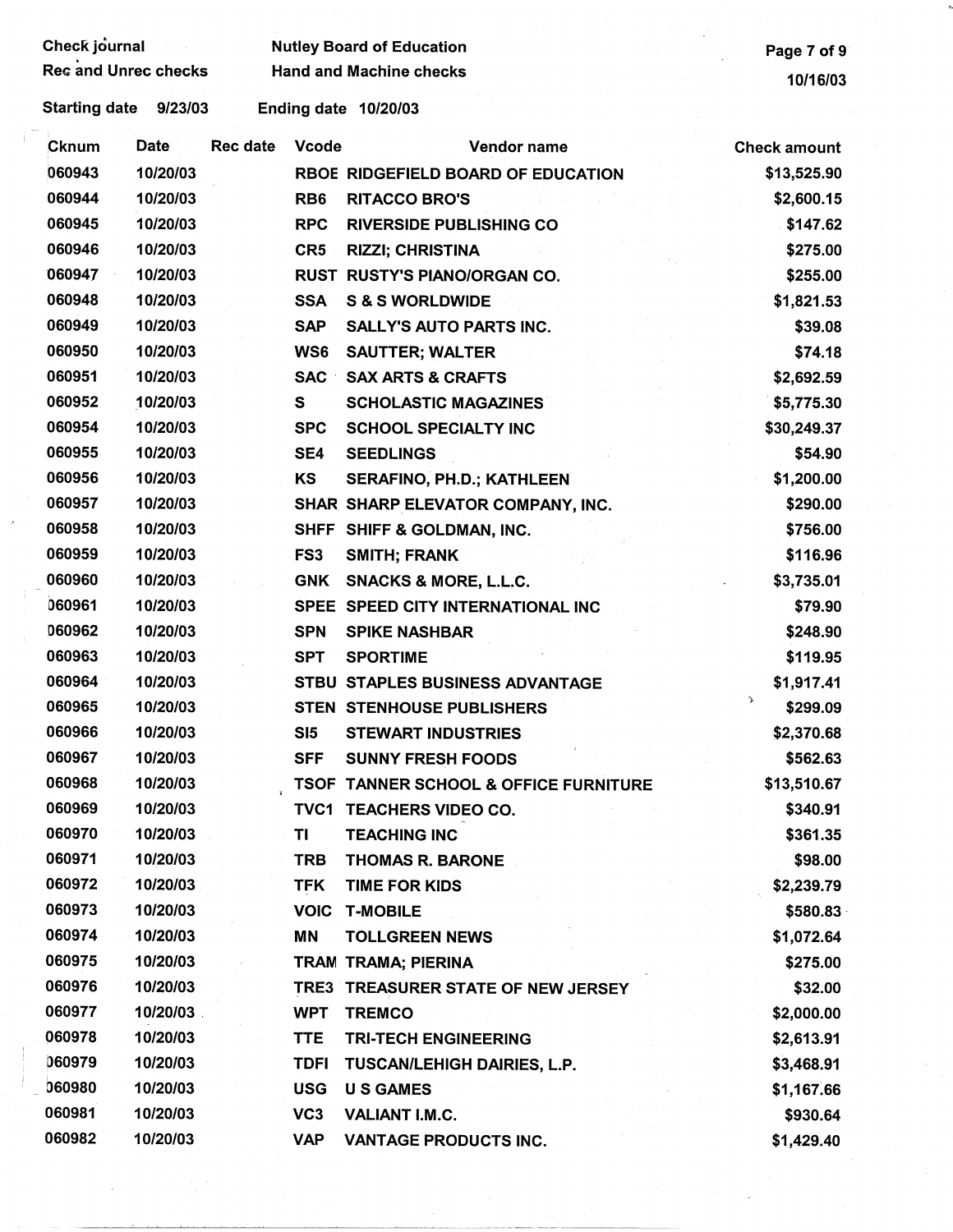Check journal | Nutley Board of Education
Rec and Unrec checks | Hand and Machine checks

Starting date 9/23/03 Ending date 10/20/03

| Cknum | Date | Rec date | Vcode | Vendor name | Check amount |
|---|---|---|---|---|---|
| 060943 | 10/20/03 | | RBOE | RIDGEFIELD BOARD OF EDUCATION | $13,525.90 |
| 060944 | 10/20/03 | | RB6 | RITACCO BRO'S | $2,600.15 |
| 060945 | 10/20/03 | | RPC | RIVERSIDE PUBLISHING CO | $147.62 |
| 060946 | 10/20/03 | | CR5 | RIZZI; CHRISTINA | $275.00 |
| 060947 | 10/20/03 | | RUST | RUSTY'S PIANO/ORGAN CO. | $255.00 |
| 060948 | 10/20/03 | | SSA | S & S WORLDWIDE | $1,821.53 |
| 060949 | 10/20/03 | | SAP | SALLY'S AUTO PARTS INC. | $39.08 |
| 060950 | 10/20/03 | | WS6 | SAUTTER; WALTER | $74.18 |
| 060951 | 10/20/03 | | SAC | SAX ARTS & CRAFTS | $2,692.59 |
| 060952 | 10/20/03 | | S | SCHOLASTIC MAGAZINES | $5,775.30 |
| 060954 | 10/20/03 | | SPC | SCHOOL SPECIALTY INC | $30,249.37 |
| 060955 | 10/20/03 | | SE4 | SEEDLINGS | $54.90 |
| 060956 | 10/20/03 | | KS | SERAFINO, PH.D.; KATHLEEN | $1,200.00 |
| 060957 | 10/20/03 | | SHAR | SHARP ELEVATOR COMPANY, INC. | $290.00 |
| 060958 | 10/20/03 | | SHFF | SHIFF & GOLDMAN, INC. | $756.00 |
| 060959 | 10/20/03 | | FS3 | SMITH; FRANK | $116.96 |
| 060960 | 10/20/03 | | GNK | SNACKS & MORE, L.L.C. | $3,735.01 |
| 060961 | 10/20/03 | | SPEE | SPEED CITY INTERNATIONAL INC | $79.90 |
| 060962 | 10/20/03 | | SPN | SPIKE NASHBAR | $248.90 |
| 060963 | 10/20/03 | | SPT | SPORTIME | $119.95 |
| 060964 | 10/20/03 | | STBU | STAPLES BUSINESS ADVANTAGE | $1,917.41 |
| 060965 | 10/20/03 | | STEN | STENHOUSE PUBLISHERS | $299.09 |
| 060966 | 10/20/03 | | SI5 | STEWART INDUSTRIES | $2,370.68 |
| 060967 | 10/20/03 | | SFF | SUNNY FRESH FOODS | $562.63 |
| 060968 | 10/20/03 | | TSOF | TANNER SCHOOL & OFFICE FURNITURE | $13,510.67 |
| 060969 | 10/20/03 | | TVC1 | TEACHERS VIDEO CO. | $340.91 |
| 060970 | 10/20/03 | | TI | TEACHING INC | $361.35 |
| 060971 | 10/20/03 | | TRB | THOMAS R. BARONE | $98.00 |
| 060972 | 10/20/03 | | TFK | TIME FOR KIDS | $2,239.79 |
| 060973 | 10/20/03 | | VOIC | T-MOBILE | $580.83 |
| 060974 | 10/20/03 | | MN | TOLLGREEN NEWS | $1,072.64 |
| 060975 | 10/20/03 | | TRAM | TRAMA; PIERINA | $275.00 |
| 060976 | 10/20/03 | | TRE3 | TREASURER STATE OF NEW JERSEY | $32.00 |
| 060977 | 10/20/03 | | WPT | TREMCO | $2,000.00 |
| 060978 | 10/20/03 | | TTE | TRI-TECH ENGINEERING | $2,613.91 |
| 060979 | 10/20/03 | | TDFI | TUSCAN/LEHIGH DAIRIES, L.P. | $3,468.91 |
| 060980 | 10/20/03 | | USG | U S GAMES | $1,167.66 |
| 060981 | 10/20/03 | | VC3 | VALIANT I.M.C. | $930.64 |
| 060982 | 10/20/03 | | VAP | VANTAGE PRODUCTS INC. | $1,429.40 |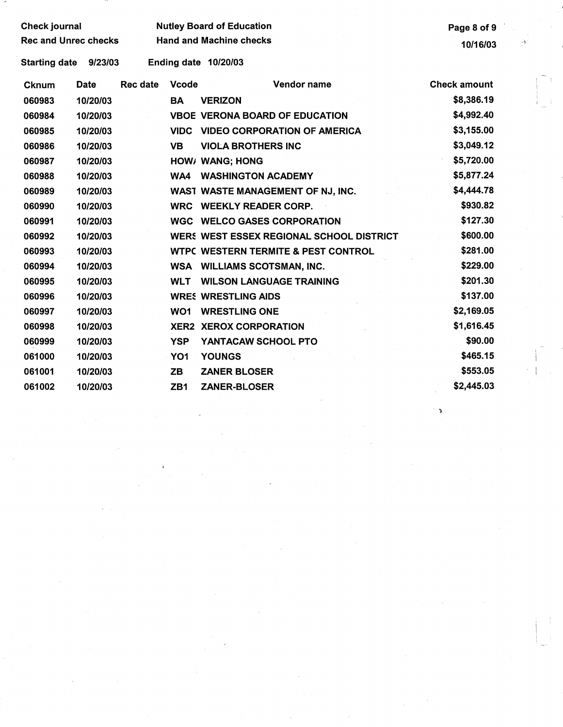Check journal | Nutley Board of Education
Rec and Unrec checks | Hand and Machine checks

Starting date 9/23/03 | Ending date 10/20/03

| Cknum | Date | Rec date | Vcode | Vendor name | Check amount |
|---|---|---|---|---|---|
| 060983 | 10/20/03 | | BA | VERIZON | $8,386.19 |
| 060984 | 10/20/03 | | VBOE | VERONA BOARD OF EDUCATION | $4,992.40 |
| 060985 | 10/20/03 | | VIDC | VIDEO CORPORATION OF AMERICA | $3,155.00 |
| 060986 | 10/20/03 | | VB | VIOLA BROTHERS INC | $3,049.12 |
| 060987 | 10/20/03 | | HOW/ | WANG; HONG | $5,720.00 |
| 060988 | 10/20/03 | | WA4 | WASHINGTON ACADEMY | $5,877.24 |
| 060989 | 10/20/03 | | WAST | WASTE MANAGEMENT OF NJ, INC. | $4,444.78 |
| 060990 | 10/20/03 | | WRC | WEEKLY READER CORP. | $930.82 |
| 060991 | 10/20/03 | | WGC | WELCO GASES CORPORATION | $127.30 |
| 060992 | 10/20/03 | | WERS | WEST ESSEX REGIONAL SCHOOL DISTRICT | $600.00 |
| 060993 | 10/20/03 | | WTPC | WESTERN TERMITE & PEST CONTROL | $281.00 |
| 060994 | 10/20/03 | | WSA | WILLIAMS SCOTSMAN, INC. | $229.00 |
| 060995 | 10/20/03 | | WLT | WILSON LANGUAGE TRAINING | $201.30 |
| 060996 | 10/20/03 | | WRES | WRESTLING AIDS | $137.00 |
| 060997 | 10/20/03 | | WO1 | WRESTLING ONE | $2,169.05 |
| 060998 | 10/20/03 | | XER2 | XEROX CORPORATION | $1,616.45 |
| 060999 | 10/20/03 | | YSP | YANTACAW SCHOOL PTO | $90.00 |
| 061000 | 10/20/03 | | YO1 | YOUNGS | $465.15 |
| 061001 | 10/20/03 | | ZB | ZANER BLOSER | $553.05 |
| 061002 | 10/20/03 | | ZB1 | ZANER-BLOSER | $2,445.03 |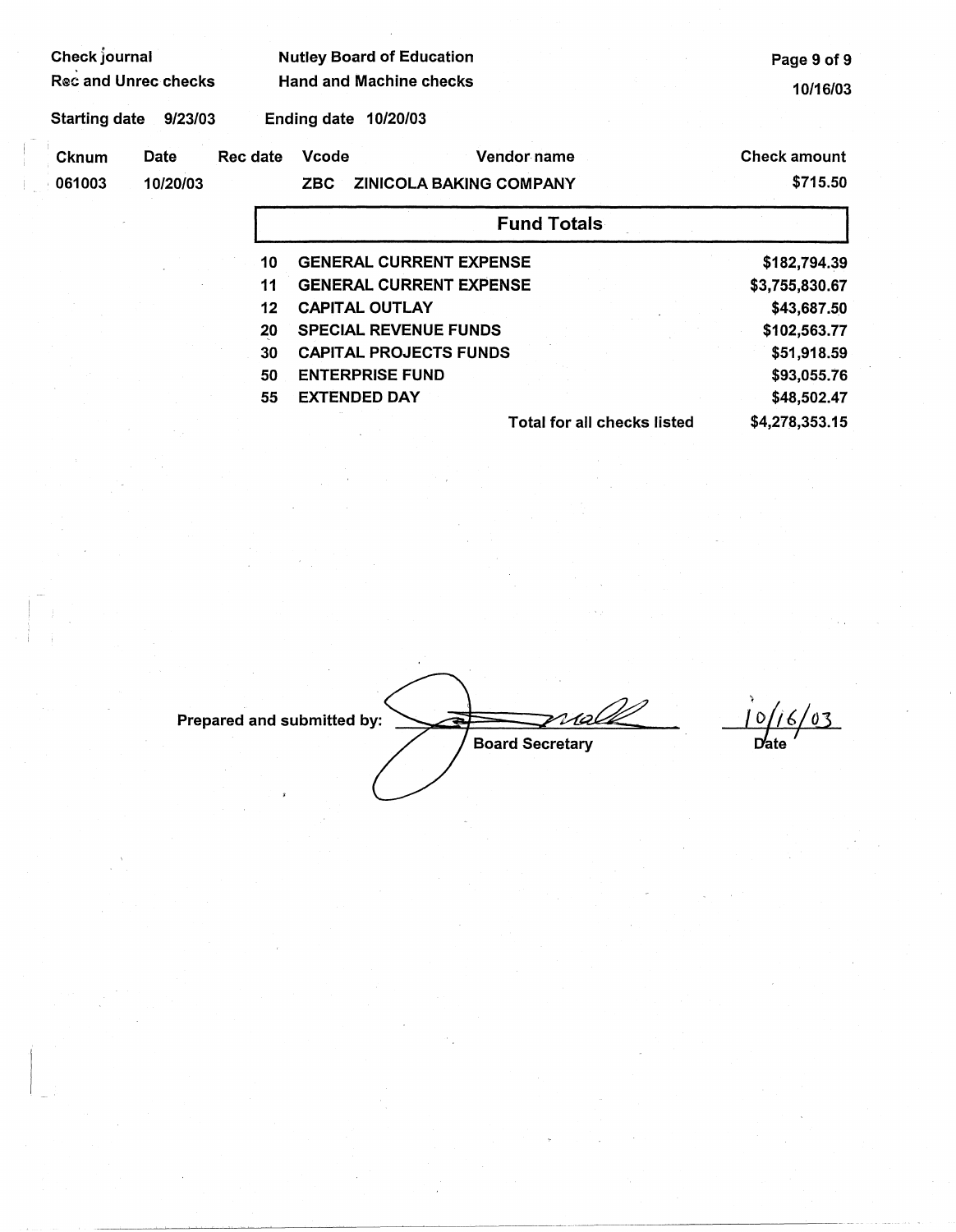Check journal
Rec and Unrec checks

Nutley Board of Education
Hand and Machine checks

Starting date 9/23/03 Ending date 10/20/03

| Cknum | Date | Rec date | Vcode | Vendor name | Check amount |
|---|---|---|---|---|---|
| 061003 | 10/20/03 | | ZBC | ZINICOLA BAKING COMPANY | $715.50 |

## Fund Totals

| | | |
|---|---|---|
| 10 | GENERAL CURRENT EXPENSE | $182,794.39 |
| 11 | GENERAL CURRENT EXPENSE | $3,755,830.67 |
| 12 | CAPITAL OUTLAY | $43,687.50 |
| 20 | SPECIAL REVENUE FUNDS | $102,563.77 |
| 30 | CAPITAL PROJECTS FUNDS | $51,918.59 |
| 50 | ENTERPRISE FUND | $93,055.76 |
| 55 | EXTENDED DAY | $48,502.47 |
| | Total for all checks listed | $4,278,353.15 |

Prepared and submitted by: ____________________ Board Secretary

10/16/03
Date